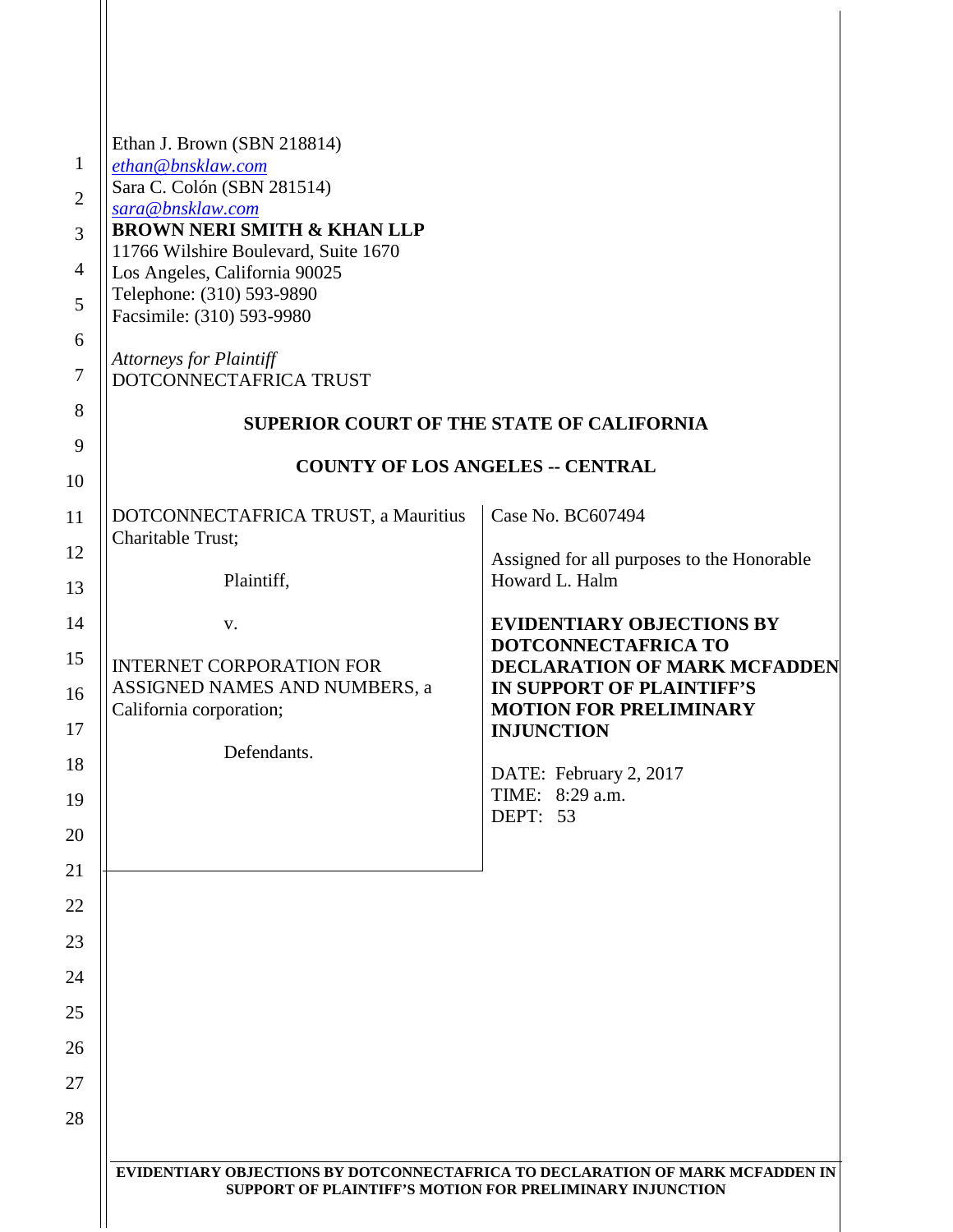Ethan J. Brown (SBN 218814)
ethan@bnsklaw.com
Sara C. Colón (SBN 281514)
sara@bnsklaw.com
**BROWN NERI SMITH & KHAN LLP**
11766 Wilshire Boulevard, Suite 1670
Los Angeles, California 90025
Telephone: (310) 593-9890
Facsimile: (310) 593-9980

*Attorneys for Plaintiff*
DOTCONNECTAFRICA TRUST

**SUPERIOR COURT OF THE STATE OF CALIFORNIA**

**COUNTY OF LOS ANGELES -- CENTRAL**

| | |
|---|---|
| DOTCONNECTAFRICA TRUST, a Mauritius Charitable Trust;<br><br>Plaintiff,<br><br>v.<br><br>INTERNET CORPORATION FOR ASSIGNED NAMES AND NUMBERS, a California corporation;<br><br>Defendants. | Case No. BC607494<br><br>Assigned for all purposes to the Honorable Howard L. Halm<br><br>**EVIDENTIARY OBJECTIONS BY DOTCONNECTAFRICA TO DECLARATION OF MARK MCFADDEN IN SUPPORT OF PLAINTIFF'S MOTION FOR PRELIMINARY INJUNCTION**<br><br>DATE: February 2, 2017<br>TIME: 8:29 a.m.<br>DEPT: 53 |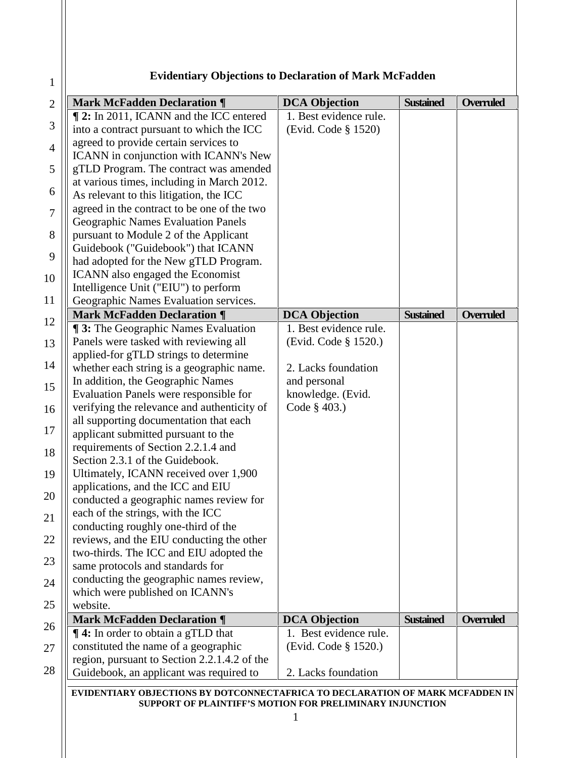**Evidentiary Objections to Declaration of Mark McFadden**

| Mark McFadden Declaration ¶ | DCA Objection | Sustained | Overruled |
|---|---|---|---|
| **¶ 2:** In 2011, ICANN and the ICC entered into a contract pursuant to which the ICC agreed to provide certain services to ICANN in conjunction with ICANN's New gTLD Program. The contract was amended at various times, including in March 2012. As relevant to this litigation, the ICC agreed in the contract to be one of the two Geographic Names Evaluation Panels pursuant to Module 2 of the Applicant Guidebook ("Guidebook") that ICANN had adopted for the New gTLD Program. ICANN also engaged the Economist Intelligence Unit ("EIU") to perform Geographic Names Evaluation services. | 1. Best evidence rule. (Evid. Code § 1520) | | |

| Mark McFadden Declaration ¶ | DCA Objection | Sustained | Overruled |
|---|---|---|---|
| **¶ 3:** The Geographic Names Evaluation Panels were tasked with reviewing all applied-for gTLD strings to determine whether each string is a geographic name. In addition, the Geographic Names Evaluation Panels were responsible for verifying the relevance and authenticity of all supporting documentation that each applicant submitted pursuant to the requirements of Section 2.2.1.4 and Section 2.3.1 of the Guidebook. Ultimately, ICANN received over 1,900 applications, and the ICC and EIU conducted a geographic names review for each of the strings, with the ICC conducting roughly one-third of the reviews, and the EIU conducting the other two-thirds. The ICC and EIU adopted the same protocols and standards for conducting the geographic names review, which were published on ICANN's website. | 1. Best evidence rule. (Evid. Code § 1520.)<br><br>2. Lacks foundation and personal knowledge. (Evid. Code § 403.) | | |

| Mark McFadden Declaration ¶ | DCA Objection | Sustained | Overruled |
|---|---|---|---|
| **¶ 4:** In order to obtain a gTLD that constituted the name of a geographic region, pursuant to Section 2.2.1.4.2 of the Guidebook, an applicant was required to | 1. Best evidence rule. (Evid. Code § 1520.)<br><br>2. Lacks foundation | | |

**EVIDENTIARY OBJECTIONS BY DOTCONNECTAFRICA TO DECLARATION OF MARK MCFADDEN IN SUPPORT OF PLAINTIFF'S MOTION FOR PRELIMINARY INJUNCTION**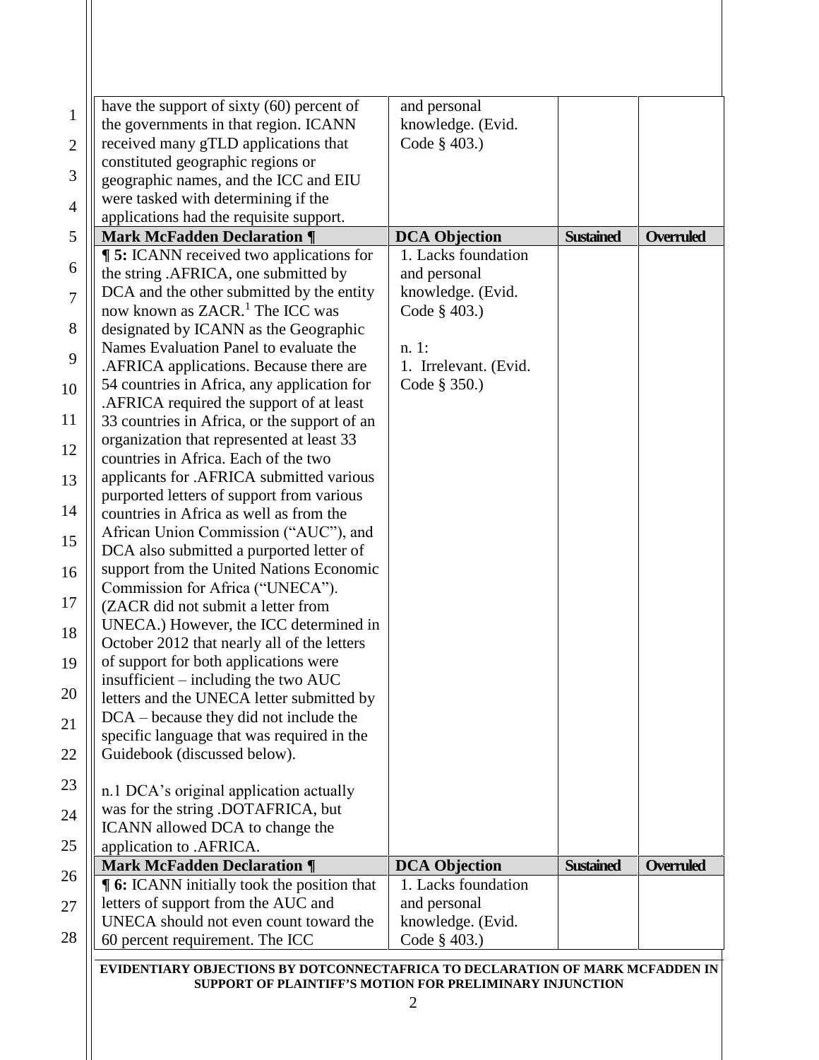| Mark McFadden Declaration ¶ | DCA Objection | Sustained | Overruled |
| --- | --- | --- | --- |
| have the support of sixty (60) percent of the governments in that region. ICANN received many gTLD applications that constituted geographic regions or geographic names, and the ICC and EIU were tasked with determining if the applications had the requisite support. | and personal knowledge. (Evid. Code § 403.) | | |
| **¶ 5:** ICANN received two applications for the string .AFRICA, one submitted by DCA and the other submitted by the entity now known as ZACR.[1] The ICC was designated by ICANN as the Geographic Names Evaluation Panel to evaluate the .AFRICA applications. Because there are 54 countries in Africa, any application for .AFRICA required the support of at least 33 countries in Africa, or the support of an organization that represented at least 33 countries in Africa. Each of the two applicants for .AFRICA submitted various purported letters of support from various countries in Africa as well as from the African Union Commission ("AUC"), and DCA also submitted a purported letter of support from the United Nations Economic Commission for Africa ("UNECA"). (ZACR did not submit a letter from UNECA.) However, the ICC determined in October 2012 that nearly all of the letters of support for both applications were insufficient – including the two AUC letters and the UNECA letter submitted by DCA – because they did not include the specific language that was required in the Guidebook (discussed below).<br><br>n.1 DCA's original application actually was for the string .DOTAFRICA, but ICANN allowed DCA to change the application to .AFRICA. | 1. Lacks foundation and personal knowledge. (Evid. Code § 403.)<br><br>n. 1:<br>1. Irrelevant. (Evid. Code § 350.) | | |
| **Mark McFadden Declaration ¶** | **DCA Objection** | **Sustained** | **Overruled** |
| **¶ 6:** ICANN initially took the position that letters of support from the AUC and UNECA should not even count toward the 60 percent requirement. The ICC | 1. Lacks foundation and personal knowledge. (Evid. Code § 403.) | | |

**EVIDENTIARY OBJECTIONS BY DOTCONNECTAFRICA TO DECLARATION OF MARK MCFADDEN IN SUPPORT OF PLAINTIFF'S MOTION FOR PRELIMINARY INJUNCTION**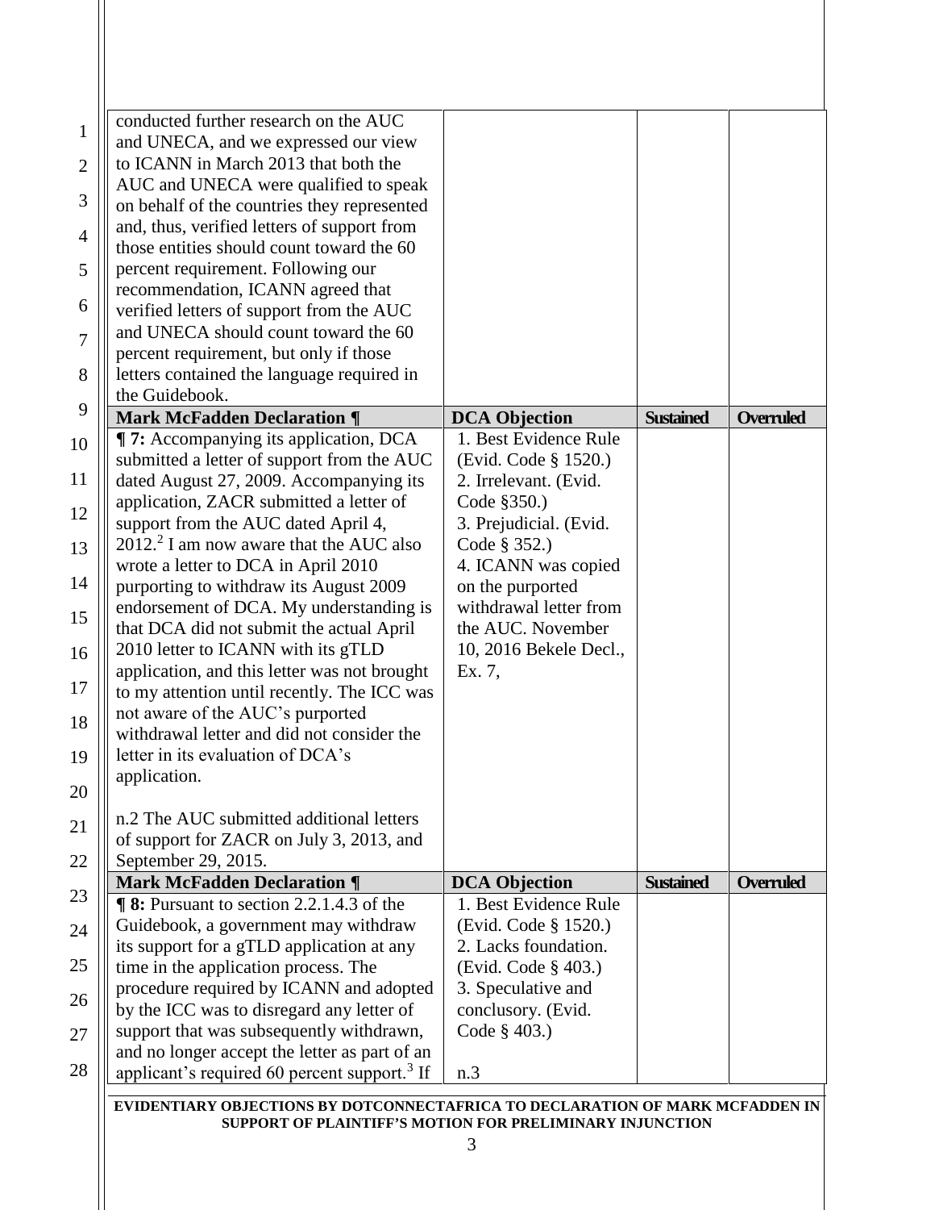| | | | |
|---|---|---|---|
| conducted further research on the AUC and UNECA, and we expressed our view to ICANN in March 2013 that both the AUC and UNECA were qualified to speak on behalf of the countries they represented and, thus, verified letters of support from those entities should count toward the 60 percent requirement. Following our recommendation, ICANN agreed that verified letters of support from the AUC and UNECA should count toward the 60 percent requirement, but only if those letters contained the language required in the Guidebook. | | | |
| **Mark McFadden Declaration ¶** | **DCA Objection** | **Sustained** | **Overruled** |
| **¶ 7:** Accompanying its application, DCA submitted a letter of support from the AUC dated August 27, 2009. Accompanying its application, ZACR submitted a letter of support from the AUC dated April 4, 2012.[2] I am now aware that the AUC also wrote a letter to DCA in April 2010 purporting to withdraw its August 2009 endorsement of DCA. My understanding is that DCA did not submit the actual April 2010 letter to ICANN with its gTLD application, and this letter was not brought to my attention until recently. The ICC was not aware of the AUC's purported withdrawal letter and did not consider the letter in its evaluation of DCA's application.<br><br>n.2 The AUC submitted additional letters of support for ZACR on July 3, 2013, and September 29, 2015. | 1. Best Evidence Rule (Evid. Code § 1520.)<br>2. Irrelevant. (Evid. Code §350.)<br>3. Prejudicial. (Evid. Code § 352.)<br>4. ICANN was copied on the purported withdrawal letter from the AUC. November 10, 2016 Bekele Decl., Ex. 7, | | |
| **Mark McFadden Declaration ¶** | **DCA Objection** | **Sustained** | **Overruled** |
| **¶ 8:** Pursuant to section 2.2.1.4.3 of the Guidebook, a government may withdraw its support for a gTLD application at any time in the application process. The procedure required by ICANN and adopted by the ICC was to disregard any letter of support that was subsequently withdrawn, and no longer accept the letter as part of an applicant's required 60 percent support.[3] If | 1. Best Evidence Rule (Evid. Code § 1520.)<br>2. Lacks foundation. (Evid. Code § 403.)<br>3. Speculative and conclusory. (Evid. Code § 403.)<br><br>n.3 | | |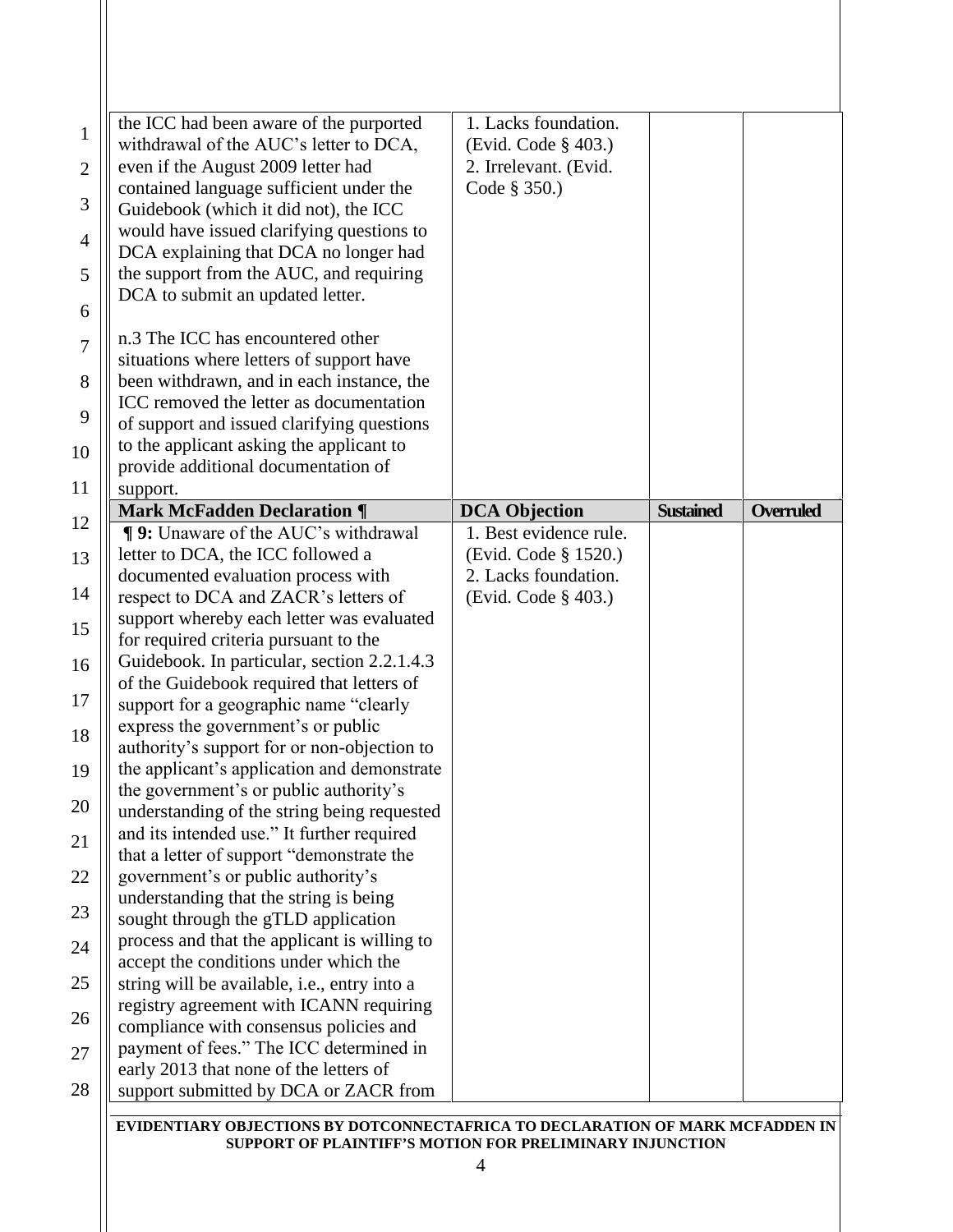| | | | |
|---|---|---|---|
| the ICC had been aware of the purported withdrawal of the AUC's letter to DCA, even if the August 2009 letter had contained language sufficient under the Guidebook (which it did not), the ICC would have issued clarifying questions to DCA explaining that DCA no longer had the support from the AUC, and requiring DCA to submit an updated letter.<br><br>n.3 The ICC has encountered other situations where letters of support have been withdrawn, and in each instance, the ICC removed the letter as documentation of support and issued clarifying questions to the applicant asking the applicant to provide additional documentation of support. | 1. Lacks foundation. (Evid. Code § 403.)<br>2. Irrelevant. (Evid. Code § 350.) | | |
| **Mark McFadden Declaration ¶** | **DCA Objection** | **Sustained** | **Overruled** |
| **¶ 9:** Unaware of the AUC's withdrawal letter to DCA, the ICC followed a documented evaluation process with respect to DCA and ZACR's letters of support whereby each letter was evaluated for required criteria pursuant to the Guidebook. In particular, section 2.2.1.4.3 of the Guidebook required that letters of support for a geographic name "clearly express the government's or public authority's support for or non-objection to the applicant's application and demonstrate the government's or public authority's understanding of the string being requested and its intended use." It further required that a letter of support "demonstrate the government's or public authority's understanding that the string is being sought through the gTLD application process and that the applicant is willing to accept the conditions under which the string will be available, i.e., entry into a registry agreement with ICANN requiring compliance with consensus policies and payment of fees." The ICC determined in early 2013 that none of the letters of support submitted by DCA or ZACR from | 1. Best evidence rule. (Evid. Code § 1520.)<br>2. Lacks foundation. (Evid. Code § 403.) | | |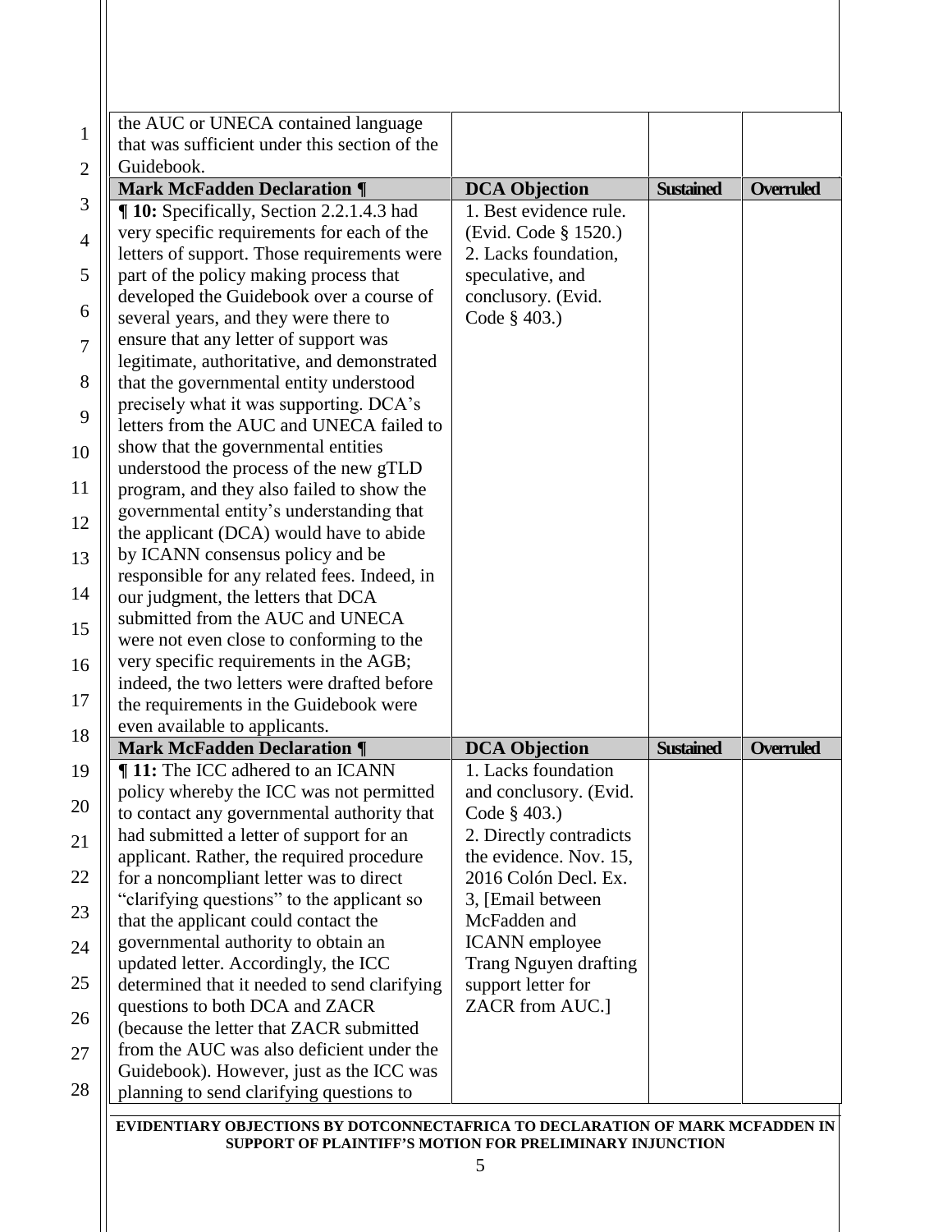| | | | |
|---|---|---|---|
| the AUC or UNECA contained language that was sufficient under this section of the Guidebook. | | | |
| **Mark McFadden Declaration ¶** | **DCA Objection** | **Sustained** | **Overruled** |
| **¶ 10:** Specifically, Section 2.2.1.4.3 had very specific requirements for each of the letters of support. Those requirements were part of the policy making process that developed the Guidebook over a course of several years, and they were there to ensure that any letter of support was legitimate, authoritative, and demonstrated that the governmental entity understood precisely what it was supporting. DCA's letters from the AUC and UNECA failed to show that the governmental entities understood the process of the new gTLD program, and they also failed to show the governmental entity's understanding that the applicant (DCA) would have to abide by ICANN consensus policy and be responsible for any related fees. Indeed, in our judgment, the letters that DCA submitted from the AUC and UNECA were not even close to conforming to the very specific requirements in the AGB; indeed, the two letters were drafted before the requirements in the Guidebook were even available to applicants. | 1. Best evidence rule. (Evid. Code § 1520.) 2. Lacks foundation, speculative, and conclusory. (Evid. Code § 403.) | | |
| **Mark McFadden Declaration ¶** | **DCA Objection** | **Sustained** | **Overruled** |
| **¶ 11:** The ICC adhered to an ICANN policy whereby the ICC was not permitted to contact any governmental authority that had submitted a letter of support for an applicant. Rather, the required procedure for a noncompliant letter was to direct "clarifying questions" to the applicant so that the applicant could contact the governmental authority to obtain an updated letter. Accordingly, the ICC determined that it needed to send clarifying questions to both DCA and ZACR (because the letter that ZACR submitted from the AUC was also deficient under the Guidebook). However, just as the ICC was planning to send clarifying questions to | 1. Lacks foundation and conclusory. (Evid. Code § 403.) 2. Directly contradicts the evidence. Nov. 15, 2016 Colón Decl. Ex. 3, [Email between McFadden and ICANN employee Trang Nguyen drafting support letter for ZACR from AUC.] | | |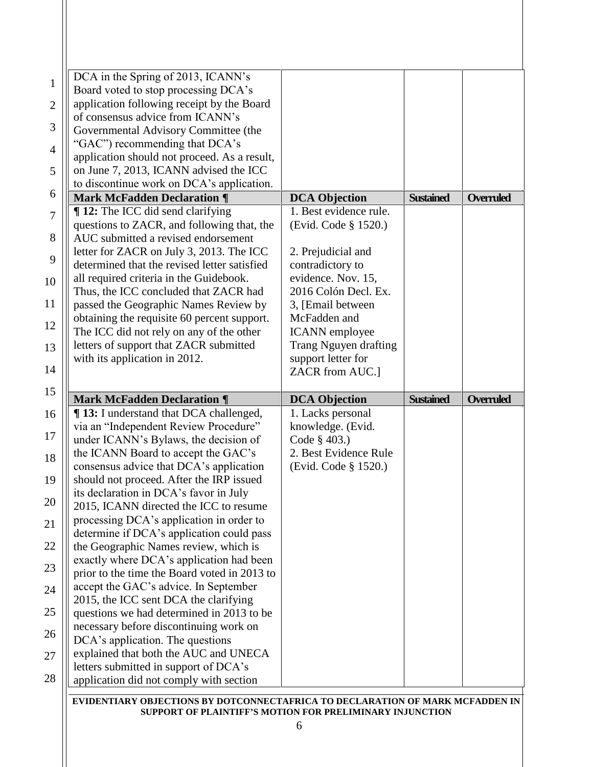| | | | |
|---|---|---|---|
| DCA in the Spring of 2013, ICANN's Board voted to stop processing DCA's application following receipt by the Board of consensus advice from ICANN's Governmental Advisory Committee (the "GAC") recommending that DCA's application should not proceed. As a result, on June 7, 2013, ICANN advised the ICC to discontinue work on DCA's application. | | | |
| **Mark McFadden Declaration ¶** | **DCA Objection** | **Sustained** | **Overruled** |
| **¶ 12:** The ICC did send clarifying questions to ZACR, and following that, the AUC submitted a revised endorsement letter for ZACR on July 3, 2013. The ICC determined that the revised letter satisfied all required criteria in the Guidebook. Thus, the ICC concluded that ZACR had passed the Geographic Names Review by obtaining the requisite 60 percent support. The ICC did not rely on any of the other letters of support that ZACR submitted with its application in 2012. | 1. Best evidence rule. (Evid. Code § 1520.)<br><br>2. Prejudicial and contradictory to evidence. Nov. 15, 2016 Colón Decl. Ex. 3, [Email between McFadden and ICANN employee Trang Nguyen drafting support letter for ZACR from AUC.] | | |
| **Mark McFadden Declaration ¶** | **DCA Objection** | **Sustained** | **Overruled** |
| **¶ 13:** I understand that DCA challenged, via an "Independent Review Procedure" under ICANN's Bylaws, the decision of the ICANN Board to accept the GAC's consensus advice that DCA's application should not proceed. After the IRP issued its declaration in DCA's favor in July 2015, ICANN directed the ICC to resume processing DCA's application in order to determine if DCA's application could pass the Geographic Names review, which is exactly where DCA's application had been prior to the time the Board voted in 2013 to accept the GAC's advice. In September 2015, the ICC sent DCA the clarifying questions we had determined in 2013 to be necessary before discontinuing work on DCA's application. The questions explained that both the AUC and UNECA letters submitted in support of DCA's application did not comply with section | 1. Lacks personal knowledge. (Evid. Code § 403.)<br>2. Best Evidence Rule (Evid. Code § 1520.) | | |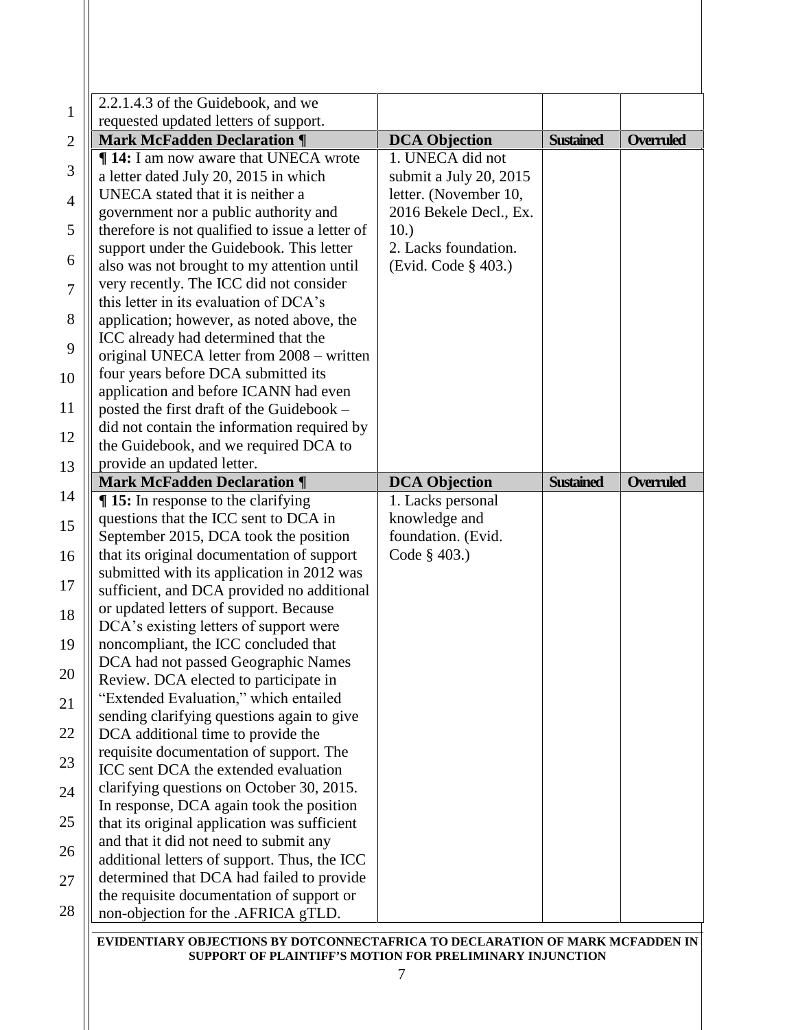| | | | |
|---|---|---|---|
| 2.2.1.4.3 of the Guidebook, and we requested updated letters of support. | | | |
| **Mark McFadden Declaration ¶** | **DCA Objection** | **Sustained** | **Overruled** |
| **¶ 14:** I am now aware that UNECA wrote a letter dated July 20, 2015 in which UNECA stated that it is neither a government nor a public authority and therefore is not qualified to issue a letter of support under the Guidebook. This letter also was not brought to my attention until very recently. The ICC did not consider this letter in its evaluation of DCA's application; however, as noted above, the ICC already had determined that the original UNECA letter from 2008 – written four years before DCA submitted its application and before ICANN had even posted the first draft of the Guidebook – did not contain the information required by the Guidebook, and we required DCA to provide an updated letter. | 1. UNECA did not submit a July 20, 2015 letter. (November 10, 2016 Bekele Decl., Ex. 10.)<br>2. Lacks foundation. (Evid. Code § 403.) | | |
| **Mark McFadden Declaration ¶** | **DCA Objection** | **Sustained** | **Overruled** |
| **¶ 15:** In response to the clarifying questions that the ICC sent to DCA in September 2015, DCA took the position that its original documentation of support submitted with its application in 2012 was sufficient, and DCA provided no additional or updated letters of support. Because DCA's existing letters of support were noncompliant, the ICC concluded that DCA had not passed Geographic Names Review. DCA elected to participate in "Extended Evaluation," which entailed sending clarifying questions again to give DCA additional time to provide the requisite documentation of support. The ICC sent DCA the extended evaluation clarifying questions on October 30, 2015. In response, DCA again took the position that its original application was sufficient and that it did not need to submit any additional letters of support. Thus, the ICC determined that DCA had failed to provide the requisite documentation of support or non-objection for the .AFRICA gTLD. | 1. Lacks personal knowledge and foundation. (Evid. Code § 403.) | | |

**EVIDENTIARY OBJECTIONS BY DOTCONNECTAFRICA TO DECLARATION OF MARK MCFADDEN IN SUPPORT OF PLAINTIFF'S MOTION FOR PRELIMINARY INJUNCTION**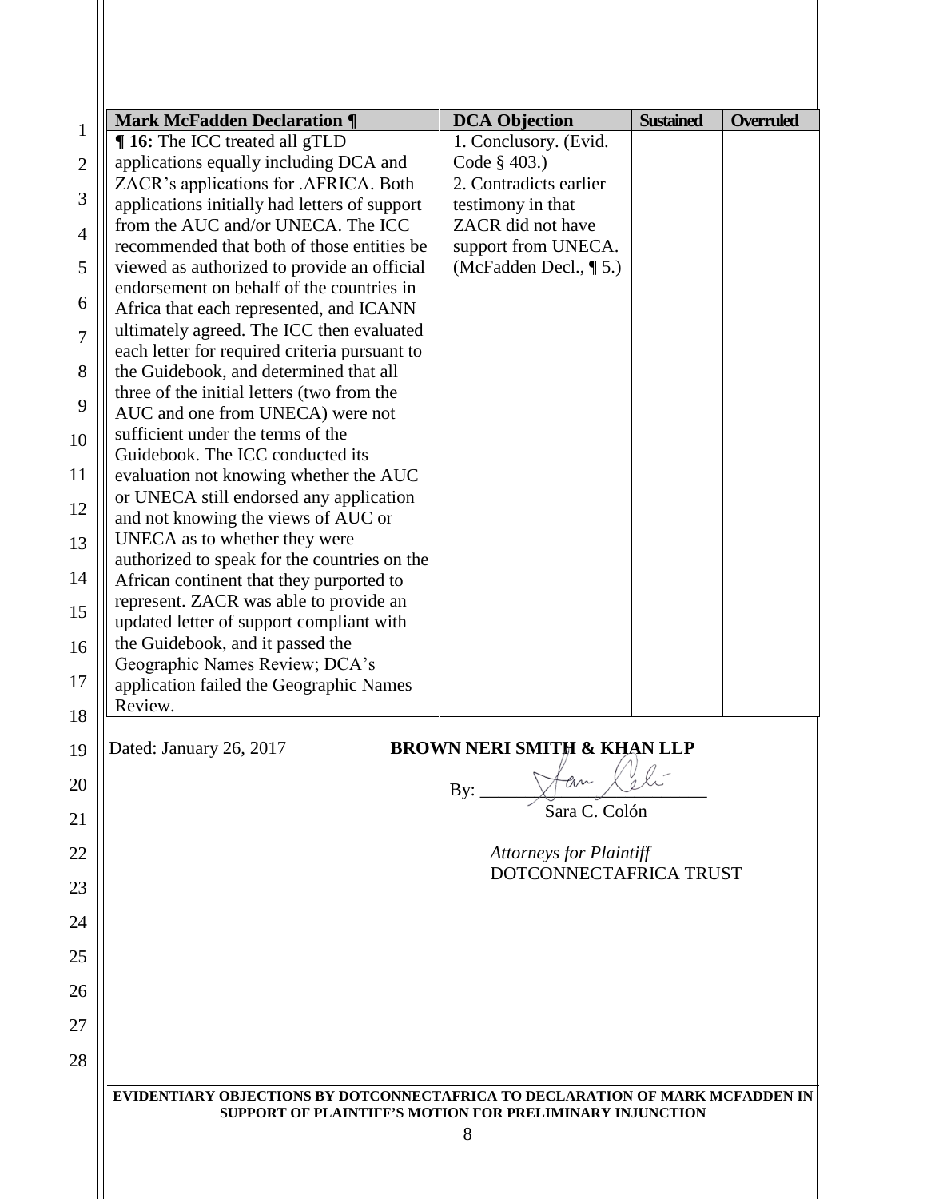| Mark McFadden Declaration ¶ | DCA Objection | Sustained | Overruled |
|---|---|---|---|
| **¶ 16:** The ICC treated all gTLD applications equally including DCA and ZACR's applications for .AFRICA. Both applications initially had letters of support from the AUC and/or UNECA. The ICC recommended that both of those entities be viewed as authorized to provide an official endorsement on behalf of the countries in Africa that each represented, and ICANN ultimately agreed. The ICC then evaluated each letter for required criteria pursuant to the Guidebook, and determined that all three of the initial letters (two from the AUC and one from UNECA) were not sufficient under the terms of the Guidebook. The ICC conducted its evaluation not knowing whether the AUC or UNECA still endorsed any application and not knowing the views of AUC or UNECA as to whether they were authorized to speak for the countries on the African continent that they purported to represent. ZACR was able to provide an updated letter of support compliant with the Guidebook, and it passed the Geographic Names Review; DCA's application failed the Geographic Names Review. | 1. Conclusory. (Evid. Code § 403.)<br>2. Contradicts earlier testimony in that ZACR did not have support from UNECA. (McFadden Decl., ¶ 5.) | | |

Dated: January 26, 2017

**BROWN NERI SMITH & KHAN LLP**

By: ________________________
Sara C. Colón

*Attorneys for Plaintiff*
DOTCONNECTAFRICA TRUST

**EVIDENTIARY OBJECTIONS BY DOTCONNECTAFRICA TO DECLARATION OF MARK MCFADDEN IN SUPPORT OF PLAINTIFF'S MOTION FOR PRELIMINARY INJUNCTION**